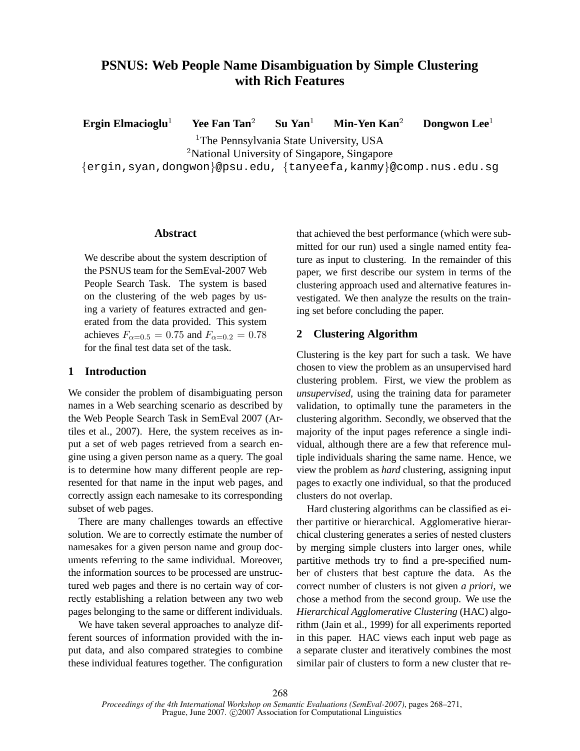# PSNUS: Web People Name Disambiguation by Simple Clustering with Rich Features

**Ergin Elmacioglu**[1] **Yee Fan Tan**[2] **Su Yan**[1] **Min-Yen Kan**[2] **Dongwon Lee**[1]

[1]The Pennsylvania State University, USA
[2]National University of Singapore, Singapore
{ergin,syan,dongwon}@psu.edu, {tanyeefa,kanmy}@comp.nus.edu.sg

## Abstract

We describe about the system description of the PSNUS team for the SemEval-2007 Web People Search Task. The system is based on the clustering of the web pages by using a variety of features extracted and generated from the data provided. This system achieves $F_{\alpha=0.5} = 0.75$ and $F_{\alpha=0.2} = 0.78$ for the final test data set of the task.

## 1 Introduction

We consider the problem of disambiguating person names in a Web searching scenario as described by the Web People Search Task in SemEval 2007 (Artiles et al., 2007). Here, the system receives as input a set of web pages retrieved from a search engine using a given person name as a query. The goal is to determine how many different people are represented for that name in the input web pages, and correctly assign each namesake to its corresponding subset of web pages.

There are many challenges towards an effective solution. We are to correctly estimate the number of namesakes for a given person name and group documents referring to the same individual. Moreover, the information sources to be processed are unstructured web pages and there is no certain way of correctly establishing a relation between any two web pages belonging to the same or different individuals.

We have taken several approaches to analyze different sources of information provided with the input data, and also compared strategies to combine these individual features together. The configuration that achieved the best performance (which were submitted for our run) used a single named entity feature as input to clustering. In the remainder of this paper, we first describe our system in terms of the clustering approach used and alternative features investigated. We then analyze the results on the training set before concluding the paper.

## 2 Clustering Algorithm

Clustering is the key part for such a task. We have chosen to view the problem as an unsupervised hard clustering problem. First, we view the problem as *unsupervised*, using the training data for parameter validation, to optimally tune the parameters in the clustering algorithm. Secondly, we observed that the majority of the input pages reference a single individual, although there are a few that reference multiple individuals sharing the same name. Hence, we view the problem as *hard* clustering, assigning input pages to exactly one individual, so that the produced clusters do not overlap.

Hard clustering algorithms can be classified as either partitive or hierarchical. Agglomerative hierarchical clustering generates a series of nested clusters by merging simple clusters into larger ones, while partitive methods try to find a pre-specified number of clusters that best capture the data. As the correct number of clusters is not given *a priori*, we chose a method from the second group. We use the *Hierarchical Agglomerative Clustering* (HAC) algorithm (Jain et al., 1999) for all experiments reported in this paper. HAC views each input web page as a separate cluster and iteratively combines the most similar pair of clusters to form a new cluster that re-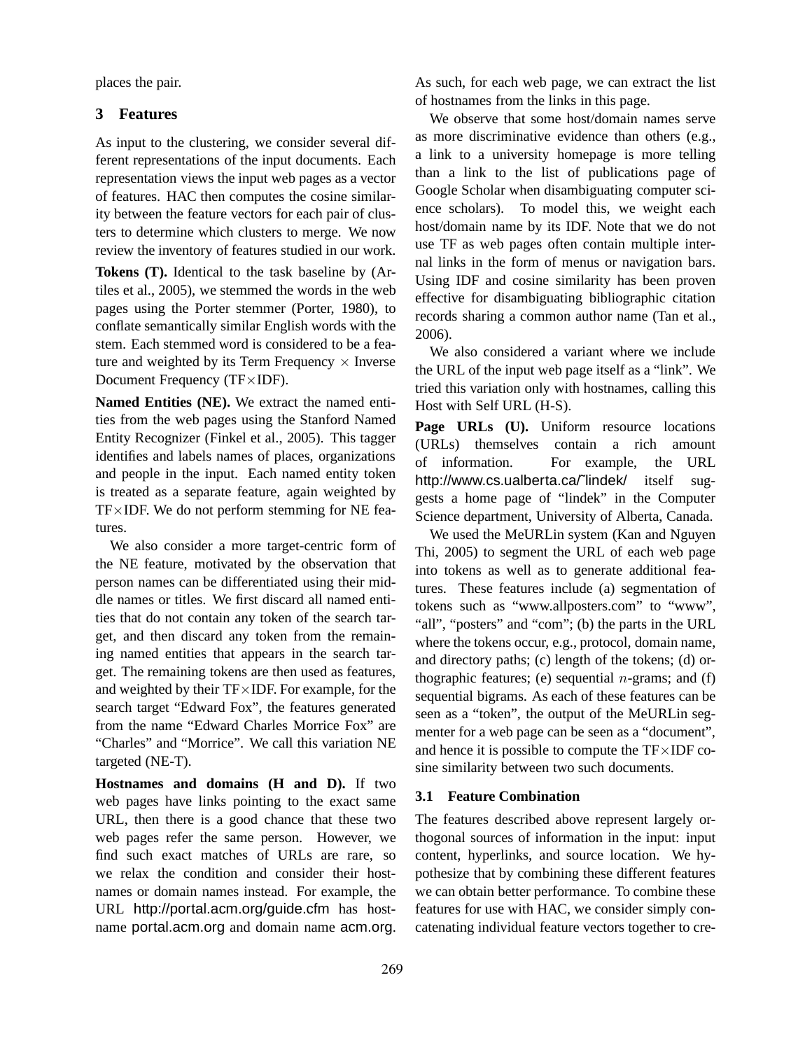places the pair.

## 3 Features

As input to the clustering, we consider several different representations of the input documents. Each representation views the input web pages as a vector of features. HAC then computes the cosine similarity between the feature vectors for each pair of clusters to determine which clusters to merge. We now review the inventory of features studied in our work.

**Tokens (T).** Identical to the task baseline by (Artiles et al., 2005), we stemmed the words in the web pages using the Porter stemmer (Porter, 1980), to conflate semantically similar English words with the stem. Each stemmed word is considered to be a feature and weighted by its Term Frequency $\times$ Inverse Document Frequency (TF$\times$IDF).

**Named Entities (NE).** We extract the named entities from the web pages using the Stanford Named Entity Recognizer (Finkel et al., 2005). This tagger identifies and labels names of places, organizations and people in the input. Each named entity token is treated as a separate feature, again weighted by TF$\times$IDF. We do not perform stemming for NE features.

We also consider a more target-centric form of the NE feature, motivated by the observation that person names can be differentiated using their middle names or titles. We first discard all named entities that do not contain any token of the search target, and then discard any token from the remaining named entities that appears in the search target. The remaining tokens are then used as features, and weighted by their TF$\times$IDF. For example, for the search target "Edward Fox", the features generated from the name "Edward Charles Morrice Fox" are "Charles" and "Morrice". We call this variation NE targeted (NE-T).

**Hostnames and domains (H and D).** If two web pages have links pointing to the exact same URL, then there is a good chance that these two web pages refer the same person. However, we find such exact matches of URLs are rare, so we relax the condition and consider their hostnames or domain names instead. For example, the URL http://portal.acm.org/guide.cfm has hostname portal.acm.org and domain name acm.org. As such, for each web page, we can extract the list of hostnames from the links in this page.

We observe that some host/domain names serve as more discriminative evidence than others (e.g., a link to a university homepage is more telling than a link to the list of publications page of Google Scholar when disambiguating computer science scholars). To model this, we weight each host/domain name by its IDF. Note that we do not use TF as web pages often contain multiple internal links in the form of menus or navigation bars. Using IDF and cosine similarity has been proven effective for disambiguating bibliographic citation records sharing a common author name (Tan et al., 2006).

We also considered a variant where we include the URL of the input web page itself as a "link". We tried this variation only with hostnames, calling this Host with Self URL (H-S).

**Page URLs (U).** Uniform resource locations (URLs) themselves contain a rich amount of information. For example, the URL http://www.cs.ualberta.ca/˜lindek/ itself suggests a home page of "lindek" in the Computer Science department, University of Alberta, Canada.

We used the MeURLin system (Kan and Nguyen Thi, 2005) to segment the URL of each web page into tokens as well as to generate additional features. These features include (a) segmentation of tokens such as "www.allposters.com" to "www", "all", "posters" and "com"; (b) the parts in the URL where the tokens occur, e.g., protocol, domain name, and directory paths; (c) length of the tokens; (d) orthographic features; (e) sequential $n$-grams; and (f) sequential bigrams. As each of these features can be seen as a "token", the output of the MeURLin segmenter for a web page can be seen as a "document", and hence it is possible to compute the TF$\times$IDF cosine similarity between two such documents.

### 3.1 Feature Combination

The features described above represent largely orthogonal sources of information in the input: input content, hyperlinks, and source location. We hypothesize that by combining these different features we can obtain better performance. To combine these features for use with HAC, we consider simply concatenating individual feature vectors together to cre-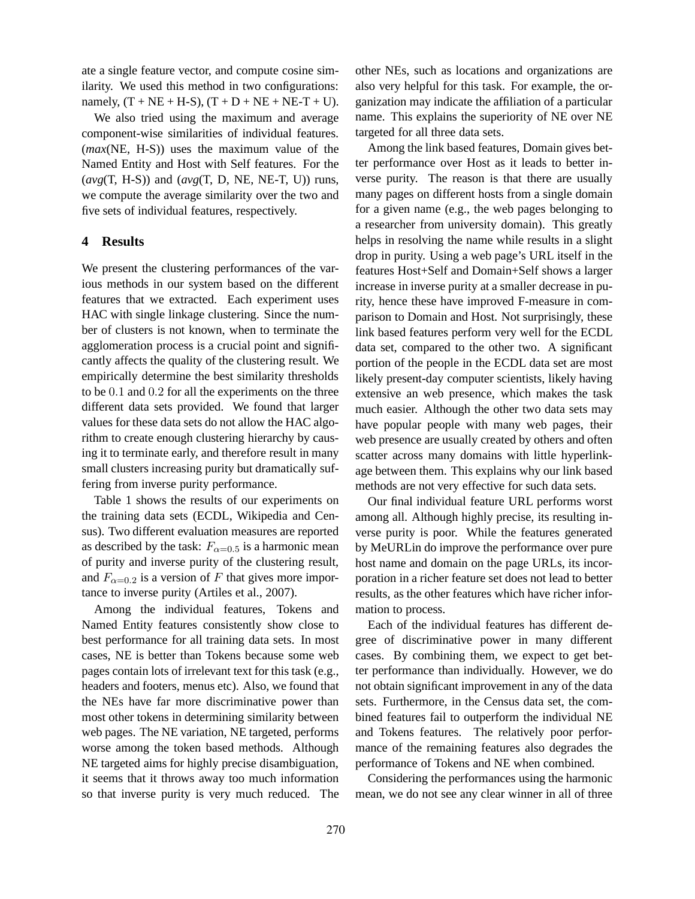ate a single feature vector, and compute cosine similarity. We used this method in two configurations: namely, (T + NE + H-S), (T + D + NE + NE-T + U).

We also tried using the maximum and average component-wise similarities of individual features. (*max*(NE, H-S)) uses the maximum value of the Named Entity and Host with Self features. For the (*avg*(T, H-S)) and (*avg*(T, D, NE, NE-T, U)) runs, we compute the average similarity over the two and five sets of individual features, respectively.

## 4 Results

We present the clustering performances of the various methods in our system based on the different features that we extracted. Each experiment uses HAC with single linkage clustering. Since the number of clusters is not known, when to terminate the agglomeration process is a crucial point and significantly affects the quality of the clustering result. We empirically determine the best similarity thresholds to be $0.1$ and $0.2$ for all the experiments on the three different data sets provided. We found that larger values for these data sets do not allow the HAC algorithm to create enough clustering hierarchy by causing it to terminate early, and therefore result in many small clusters increasing purity but dramatically suffering from inverse purity performance.

Table 1 shows the results of our experiments on the training data sets (ECDL, Wikipedia and Census). Two different evaluation measures are reported as described by the task: $F_{\alpha=0.5}$ is a harmonic mean of purity and inverse purity of the clustering result, and $F_{\alpha=0.2}$ is a version of $F$ that gives more importance to inverse purity (Artiles et al., 2007).

Among the individual features, Tokens and Named Entity features consistently show close to best performance for all training data sets. In most cases, NE is better than Tokens because some web pages contain lots of irrelevant text for this task (e.g., headers and footers, menus etc). Also, we found that the NEs have far more discriminative power than most other tokens in determining similarity between web pages. The NE variation, NE targeted, performs worse among the token based methods. Although NE targeted aims for highly precise disambiguation, it seems that it throws away too much information so that inverse purity is very much reduced. The other NEs, such as locations and organizations are also very helpful for this task. For example, the organization may indicate the affiliation of a particular name. This explains the superiority of NE over NE targeted for all three data sets.

Among the link based features, Domain gives better performance over Host as it leads to better inverse purity. The reason is that there are usually many pages on different hosts from a single domain for a given name (e.g., the web pages belonging to a researcher from university domain). This greatly helps in resolving the name while results in a slight drop in purity. Using a web page's URL itself in the features Host+Self and Domain+Self shows a larger increase in inverse purity at a smaller decrease in purity, hence these have improved F-measure in comparison to Domain and Host. Not surprisingly, these link based features perform very well for the ECDL data set, compared to the other two. A significant portion of the people in the ECDL data set are most likely present-day computer scientists, likely having extensive an web presence, which makes the task much easier. Although the other two data sets may have popular people with many web pages, their web presence are usually created by others and often scatter across many domains with little hyperlinkage between them. This explains why our link based methods are not very effective for such data sets.

Our final individual feature URL performs worst among all. Although highly precise, its resulting inverse purity is poor. While the features generated by MeURLin do improve the performance over pure host name and domain on the page URLs, its incorporation in a richer feature set does not lead to better results, as the other features which have richer information to process.

Each of the individual features has different degree of discriminative power in many different cases. By combining them, we expect to get better performance than individually. However, we do not obtain significant improvement in any of the data sets. Furthermore, in the Census data set, the combined features fail to outperform the individual NE and Tokens features. The relatively poor performance of the remaining features also degrades the performance of Tokens and NE when combined.

Considering the performances using the harmonic mean, we do not see any clear winner in all of three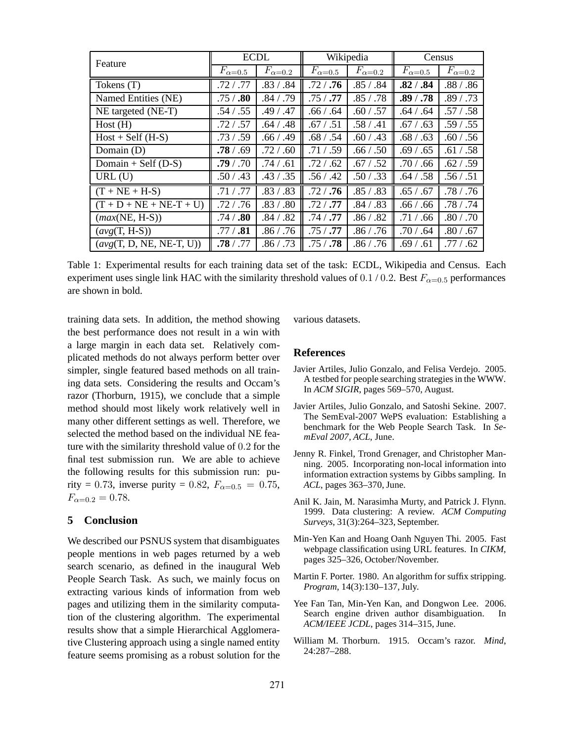| Feature | ECDL | | Wikipedia | | Census | |
|---|---|---|---|---|---|---|
| | $F_{\alpha=0.5}$ | $F_{\alpha=0.2}$ | $F_{\alpha=0.5}$ | $F_{\alpha=0.2}$ | $F_{\alpha=0.5}$ | $F_{\alpha=0.2}$ |
| Tokens (T) | .72 / .77 | .83 / .84 | .72 / **.76** | .85 / .84 | **.82** / **.84** | .88 / .86 |
| Named Entities (NE) | .75 / **.80** | .84 / .79 | .75 / **.77** | .85 / .78 | **.89** / **.78** | .89 / .73 |
| NE targeted (NE-T) | .54 / .55 | .49 / .47 | .66 / .64 | .60 / .57 | .64 / .64 | .57 / .58 |
| Host (H) | .72 / .57 | .64 / .48 | .67 / .51 | .58 / .41 | .67 / .63 | .59 / .55 |
| Host + Self (H-S) | .73 / .59 | .66 / .49 | .68 / .54 | .60 / .43 | .68 / .63 | .60 / .56 |
| Domain (D) | **.78** / .69 | .72 / .60 | .71 / .59 | .66 / .50 | .69 / .65 | .61 / .58 |
| Domain + Self (D-S) | **.79** / .70 | .74 / .61 | .72 / .62 | .67 / .52 | .70 / .66 | .62 / .59 |
| URL (U) | .50 / .43 | .43 / .35 | .56 / .42 | .50 / .33 | .64 / .58 | .56 / .51 |
| (T + NE + H-S) | .71 / .77 | .83 / .83 | .72 / **.76** | .85 / .83 | .65 / .67 | .78 / .76 |
| (T + D + NE + NE-T + U) | .72 / .76 | .83 / .80 | .72 / **.77** | .84 / .83 | .66 / .66 | .78 / .74 |
| (*max*(NE, H-S)) | .74 / **.80** | .84 / .82 | .74 / **.77** | .86 / .82 | .71 / .66 | .80 / .70 |
| (*avg*(T, H-S)) | .77 / **.81** | .86 / .76 | .75 / **.77** | .86 / .76 | .70 / .64 | .80 / .67 |
| (*avg*(T, D, NE, NE-T, U)) | **.78** / .77 | .86 / .73 | .75 / **.78** | .86 / .76 | .69 / .61 | .77 / .62 |

Table 1: Experimental results for each training data set of the task: ECDL, Wikipedia and Census. Each experiment uses single link HAC with the similarity threshold values of $0.1$ / $0.2$. Best $F_{\alpha=0.5}$ performances are shown in bold.

training data sets. In addition, the method showing the best performance does not result in a win with a large margin in each data set. Relatively complicated methods do not always perform better over simpler, single featured based methods on all training data sets. Considering the results and Occam's razor (Thorburn, 1915), we conclude that a simple method should most likely work relatively well in many other different settings as well. Therefore, we selected the method based on the individual NE feature with the similarity threshold value of $0.2$ for the final test submission run. We are able to achieve the following results for this submission run: purity = $0.73$, inverse purity = $0.82$, $F_{\alpha=0.5} = 0.75$, $F_{\alpha=0.2} = 0.78$.

## 5 Conclusion

We described our PSNUS system that disambiguates people mentions in web pages returned by a web search scenario, as defined in the inaugural Web People Search Task. As such, we mainly focus on extracting various kinds of information from web pages and utilizing them in the similarity computation of the clustering algorithm. The experimental results show that a simple Hierarchical Agglomerative Clustering approach using a single named entity feature seems promising as a robust solution for the various datasets.

## References

Javier Artiles, Julio Gonzalo, and Felisa Verdejo. 2005. A testbed for people searching strategies in the WWW. In *ACM SIGIR*, pages 569–570, August.

Javier Artiles, Julio Gonzalo, and Satoshi Sekine. 2007. The SemEval-2007 WePS evaluation: Establishing a benchmark for the Web People Search Task. In *SemEval 2007, ACL*, June.

Jenny R. Finkel, Trond Grenager, and Christopher Manning. 2005. Incorporating non-local information into information extraction systems by Gibbs sampling. In *ACL*, pages 363–370, June.

Anil K. Jain, M. Narasimha Murty, and Patrick J. Flynn. 1999. Data clustering: A review. *ACM Computing Surveys*, 31(3):264–323, September.

Min-Yen Kan and Hoang Oanh Nguyen Thi. 2005. Fast webpage classification using URL features. In *CIKM*, pages 325–326, October/November.

Martin F. Porter. 1980. An algorithm for suffix stripping. *Program*, 14(3):130–137, July.

Yee Fan Tan, Min-Yen Kan, and Dongwon Lee. 2006. Search engine driven author disambiguation. In *ACM/IEEE JCDL*, pages 314–315, June.

William M. Thorburn. 1915. Occam's razor. *Mind*, 24:287–288.